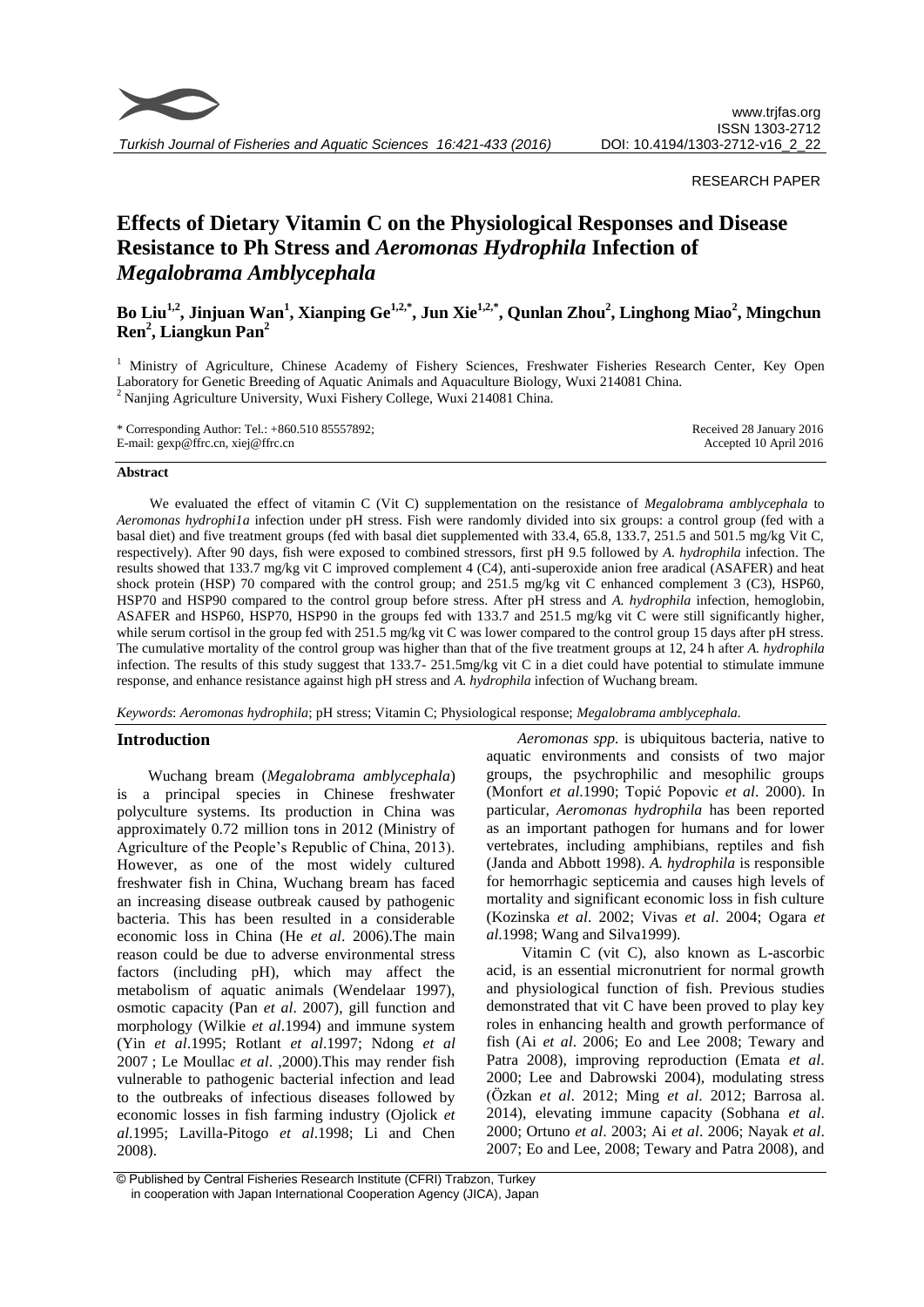RESEARCH PAPER

# Effects of Dietary Vitamin C on the Physiological Responses and Disease Resistance to Ph Stress and *Aeromonas Hydrophila* Infection of *Megalobrama Amblycephala*

**Bo Liu[1,2], Jinjuan Wan[1], Xianping Ge[1,2,*], Jun Xie[1,2,*], Qunlan Zhou[2], Linghong Miao[2], Mingchun Ren[2], Liangkun Pan[2]**

[1] Ministry of Agriculture, Chinese Academy of Fishery Sciences, Freshwater Fisheries Research Center, Key Open Laboratory for Genetic Breeding of Aquatic Animals and Aquaculture Biology, Wuxi 214081 China.
[2] Nanjing Agriculture University, Wuxi Fishery College, Wuxi 214081 China.

\* Corresponding Author: Tel.: +860.510 85557892;
E-mail: gexp@ffrc.cn, xiej@ffrc.cn

Received 28 January 2016
Accepted 10 April 2016

## Abstract

We evaluated the effect of vitamin C (Vit C) supplementation on the resistance of *Megalobrama amblycephala* to *Aeromonas hydrophi1a* infection under pH stress. Fish were randomly divided into six groups: a control group (fed with a basal diet) and five treatment groups (fed with basal diet supplemented with 33.4, 65.8, 133.7, 251.5 and 501.5 mg/kg Vit C, respectively). After 90 days, fish were exposed to combined stressors, first pH 9.5 followed by *A. hydrophila* infection. The results showed that 133.7 mg/kg vit C improved complement 4 (C4), anti-superoxide anion free aradical (ASAFER) and heat shock protein (HSP) 70 compared with the control group; and 251.5 mg/kg vit C enhanced complement 3 (C3), HSP60, HSP70 and HSP90 compared to the control group before stress. After pH stress and *A. hydrophila* infection, hemoglobin, ASAFER and HSP60, HSP70, HSP90 in the groups fed with 133.7 and 251.5 mg/kg vit C were still significantly higher, while serum cortisol in the group fed with 251.5 mg/kg vit C was lower compared to the control group 15 days after pH stress. The cumulative mortality of the control group was higher than that of the five treatment groups at 12, 24 h after *A. hydrophila* infection. The results of this study suggest that 133.7- 251.5mg/kg vit C in a diet could have potential to stimulate immune response, and enhance resistance against high pH stress and *A. hydrophila* infection of Wuchang bream.

*Keywords*: *Aeromonas hydrophila*; pH stress; Vitamin C; Physiological response; *Megalobrama amblycephala.*

## Introduction

Wuchang bream (*Megalobrama amblycephala*) is a principal species in Chinese freshwater polyculture systems. Its production in China was approximately 0.72 million tons in 2012 (Ministry of Agriculture of the People's Republic of China, 2013). However, as one of the most widely cultured freshwater fish in China, Wuchang bream has faced an increasing disease outbreak caused by pathogenic bacteria. This has been resulted in a considerable economic loss in China (He *et al*. 2006).The main reason could be due to adverse environmental stress factors (including pH), which may affect the metabolism of aquatic animals (Wendelaar 1997), osmotic capacity (Pan *et al*. 2007), gill function and morphology (Wilkie *et al*.1994) and immune system (Yin *et al*.1995; Rotlant *et al*.1997; Ndong *et al* 2007 ; Le Moullac *et al*. ,2000).This may render fish vulnerable to pathogenic bacterial infection and lead to the outbreaks of infectious diseases followed by economic losses in fish farming industry (Ojolick *et al*.1995; Lavilla-Pitogo *et al*.1998; Li and Chen 2008).

*Aeromonas spp.* is ubiquitous bacteria, native to aquatic environments and consists of two major groups, the psychrophilic and mesophilic groups (Monfort *et al*.1990; Topić Popovic *et al*. 2000). In particular, *Aeromonas hydrophila* has been reported as an important pathogen for humans and for lower vertebrates, including amphibians, reptiles and fish (Janda and Abbott 1998). *A. hydrophila* is responsible for hemorrhagic septicemia and causes high levels of mortality and significant economic loss in fish culture (Kozinska *et al*. 2002; Vivas *et al*. 2004; Ogara *et al*.1998; Wang and Silva1999).

Vitamin C (vit C), also known as L-ascorbic acid, is an essential micronutrient for normal growth and physiological function of fish. Previous studies demonstrated that vit C have been proved to play key roles in enhancing health and growth performance of fish (Ai *et al*. 2006; Eo and Lee 2008; Tewary and Patra 2008), improving reproduction (Emata *et al*. 2000; Lee and Dabrowski 2004), modulating stress (Özkan *et al*. 2012; Ming *et al*. 2012; Barrosa al. 2014), elevating immune capacity (Sobhana *et al*. 2000; Ortuno *et al*. 2003; Ai *et al*. 2006; Nayak *et al*. 2007; Eo and Lee, 2008; Tewary and Patra 2008), and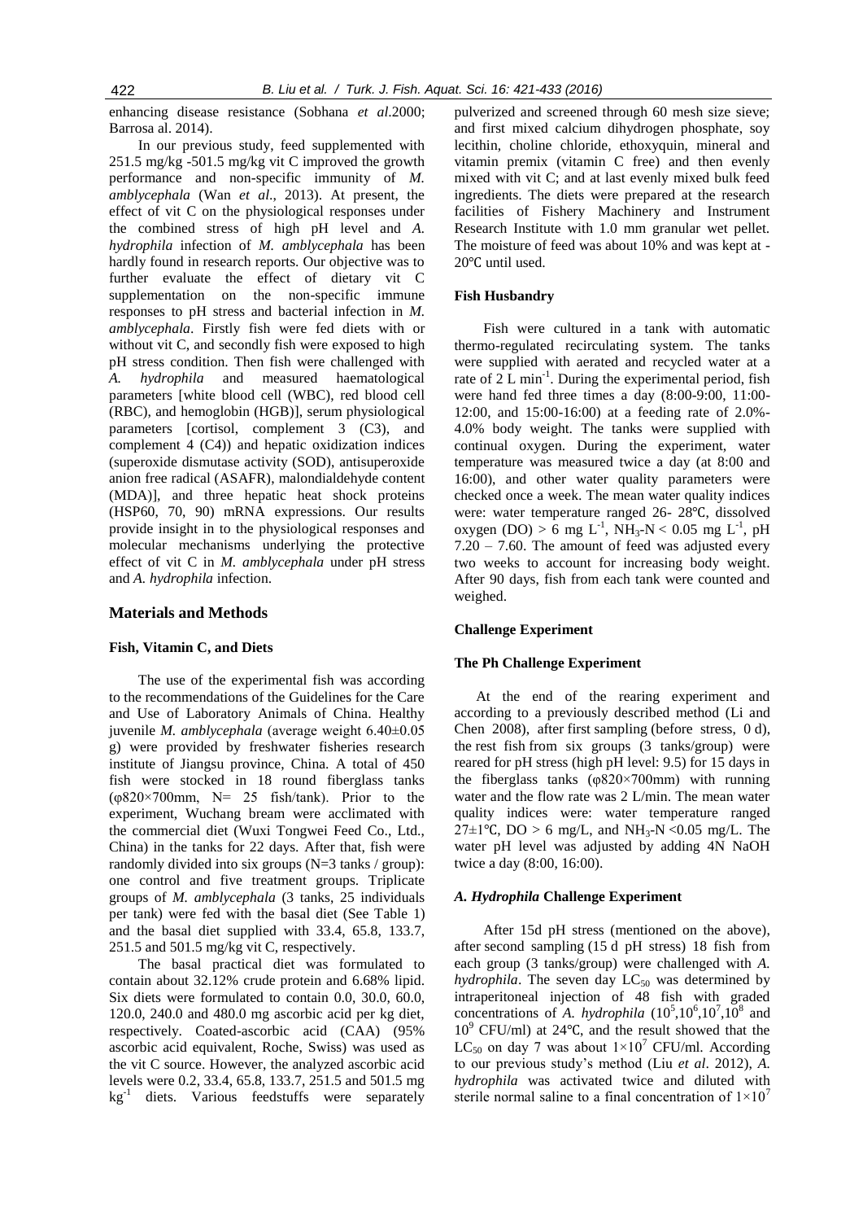enhancing disease resistance (Sobhana *et al*.2000; Barrosa al. 2014).

In our previous study, feed supplemented with 251.5 mg/kg -501.5 mg/kg vit C improved the growth performance and non-specific immunity of *M. amblycephala* (Wan *et al*., 2013). At present, the effect of vit C on the physiological responses under the combined stress of high pH level and *A. hydrophila* infection of *M. amblycephala* has been hardly found in research reports. Our objective was to further evaluate the effect of dietary vit C supplementation on the non-specific immune responses to pH stress and bacterial infection in *M. amblycephala*. Firstly fish were fed diets with or without vit C, and secondly fish were exposed to high pH stress condition. Then fish were challenged with *A. hydrophila* and measured haematological parameters [white blood cell (WBC), red blood cell (RBC), and hemoglobin (HGB)], serum physiological parameters [cortisol, complement 3 (C3), and complement 4 (C4)) and hepatic oxidization indices (superoxide dismutase activity (SOD), antisuperoxide anion free radical (ASAFR), malondialdehyde content (MDA)], and three hepatic heat shock proteins (HSP60, 70, 90) mRNA expressions. Our results provide insight in to the physiological responses and molecular mechanisms underlying the protective effect of vit C in *M. amblycephala* under pH stress and *A. hydrophila* infection.

## Materials and Methods

### Fish, Vitamin C, and Diets

The use of the experimental fish was according to the recommendations of the Guidelines for the Care and Use of Laboratory Animals of China. Healthy juvenile *M. amblycephala* (average weight 6.40±0.05 g) were provided by freshwater fisheries research institute of Jiangsu province, China. A total of 450 fish were stocked in 18 round fiberglass tanks (φ820×700mm, N= 25 fish/tank). Prior to the experiment, Wuchang bream were acclimated with the commercial diet (Wuxi Tongwei Feed Co., Ltd., China) in the tanks for 22 days. After that, fish were randomly divided into six groups (N=3 tanks / group): one control and five treatment groups. Triplicate groups of *M. amblycephala* (3 tanks, 25 individuals per tank) were fed with the basal diet (See Table 1) and the basal diet supplied with 33.4, 65.8, 133.7, 251.5 and 501.5 mg/kg vit C, respectively.

The basal practical diet was formulated to contain about 32.12% crude protein and 6.68% lipid. Six diets were formulated to contain 0.0, 30.0, 60.0, 120.0, 240.0 and 480.0 mg ascorbic acid per kg diet, respectively. Coated-ascorbic acid (CAA) (95% ascorbic acid equivalent, Roche, Swiss) was used as the vit C source. However, the analyzed ascorbic acid levels were 0.2, 33.4, 65.8, 133.7, 251.5 and 501.5 mg $kg^{-1}$ diets. Various feedstuffs were separately pulverized and screened through 60 mesh size sieve; and first mixed calcium dihydrogen phosphate, soy lecithin, choline chloride, ethoxyquin, mineral and vitamin premix (vitamin C free) and then evenly mixed with vit C; and at last evenly mixed bulk feed ingredients. The diets were prepared at the research facilities of Fishery Machinery and Instrument Research Institute with 1.0 mm granular wet pellet. The moisture of feed was about 10% and was kept at -20℃ until used.

### Fish Husbandry

Fish were cultured in a tank with automatic thermo-regulated recirculating system. The tanks were supplied with aerated and recycled water at a rate of 2 L $min^{-1}$. During the experimental period, fish were hand fed three times a day (8:00-9:00, 11:00-12:00, and 15:00-16:00) at a feeding rate of 2.0%-4.0% body weight. The tanks were supplied with continual oxygen. During the experiment, water temperature was measured twice a day (at 8:00 and 16:00), and other water quality parameters were checked once a week. The mean water quality indices were: water temperature ranged 26- 28℃, dissolved oxygen (DO) > 6 mg $L^{-1}$, $NH_3$-N < 0.05 mg $L^{-1}$, pH 7.20 – 7.60. The amount of feed was adjusted every two weeks to account for increasing body weight. After 90 days, fish from each tank were counted and weighed.

### Challenge Experiment

### The Ph Challenge Experiment

At the end of the rearing experiment and according to a previously described method (Li and Chen 2008), after first sampling (before stress, 0 d), the rest fish from six groups (3 tanks/group) were reared for pH stress (high pH level: 9.5) for 15 days in the fiberglass tanks (φ820×700mm) with running water and the flow rate was 2 L/min. The mean water quality indices were: water temperature ranged 27±1℃, DO > 6 mg/L, and $NH_3$-N <0.05 mg/L. The water pH level was adjusted by adding 4N NaOH twice a day (8:00, 16:00).

### *A. Hydrophila* Challenge Experiment

After 15d pH stress (mentioned on the above), after second sampling (15 d pH stress) 18 fish from each group (3 tanks/group) were challenged with *A. hydrophila*. The seven day $LC_{50}$ was determined by intraperitoneal injection of 48 fish with graded concentrations of *A. hydrophila* ($10^5$,$10^6$,$10^7$,$10^8$ and $10^9$ CFU/ml) at 24℃, and the result showed that the $LC_{50}$ on day 7 was about $1×10^7$ CFU/ml. According to our previous study's method (Liu *et al*. 2012), *A. hydrophila* was activated twice and diluted with sterile normal saline to a final concentration of $1×10^7$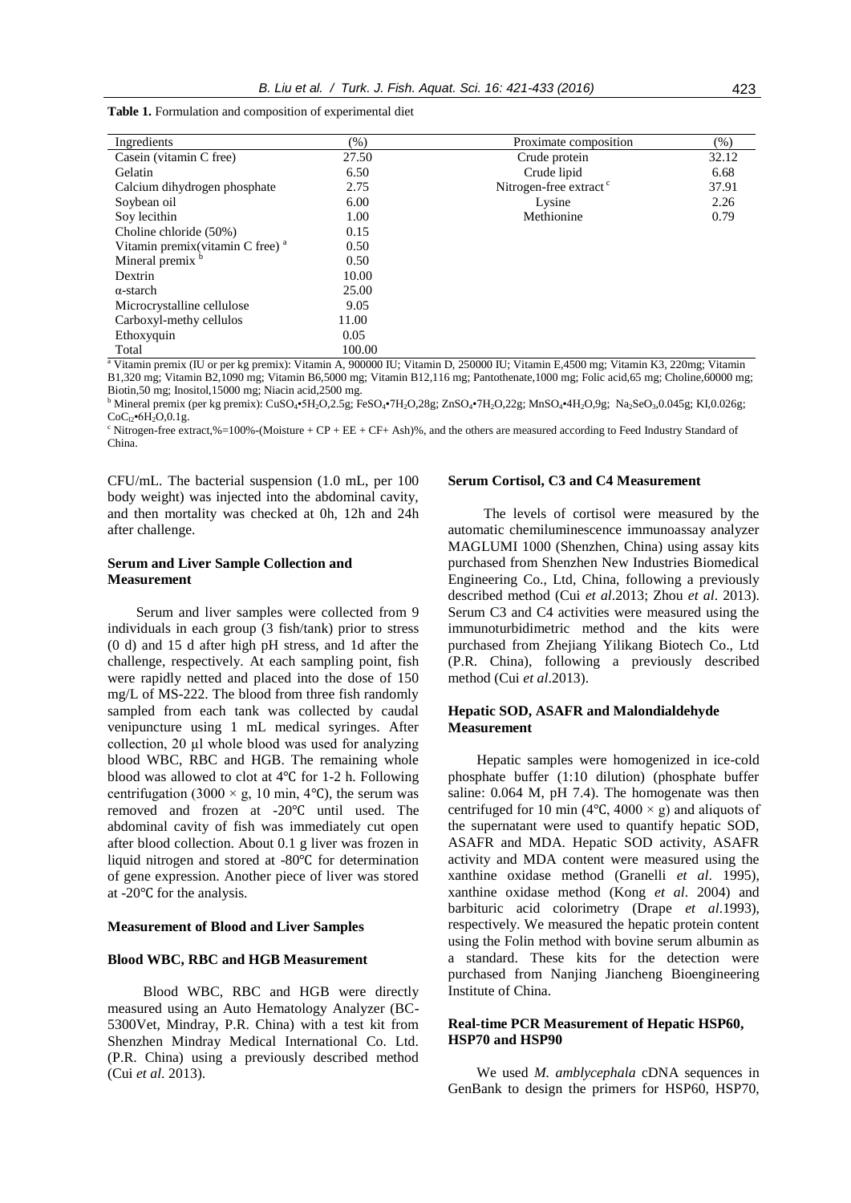**Table 1.** Formulation and composition of experimental diet

| Ingredients | (%) | Proximate composition | (%) |
|---|---|---|---|
| Casein (vitamin C free) | 27.50 | Crude protein | 32.12 |
| Gelatin | 6.50 | Crude lipid | 6.68 |
| Calcium dihydrogen phosphate | 2.75 | Nitrogen-free extract [c] | 37.91 |
| Soybean oil | 6.00 | Lysine | 2.26 |
| Soy lecithin | 1.00 | Methionine | 0.79 |
| Choline chloride (50%) | 0.15 | | |
| Vitamin premix(vitamin C free) [a] | 0.50 | | |
| Mineral premix [b] | 0.50 | | |
| Dextrin | 10.00 | | |
| α-starch | 25.00 | | |
| Microcrystalline cellulose | 9.05 | | |
| Carboxyl-methy cellulos | 11.00 | | |
| Ethoxyquin | 0.05 | | |
| Total | 100.00 | | |

[a] Vitamin premix (IU or per kg premix): Vitamin A, 900000 IU; Vitamin D, 250000 IU; Vitamin E,4500 mg; Vitamin K3, 220mg; Vitamin B1,320 mg; Vitamin B2,1090 mg; Vitamin B6,5000 mg; Vitamin B12,116 mg; Pantothenate,1000 mg; Folic acid,65 mg; Choline,60000 mg; Biotin,50 mg; Inositol,15000 mg; Niacin acid,2500 mg.

[b] Mineral premix (per kg premix): $CuSO_4 \cdot 5H_2O$,2.5g; $FeSO_4 \cdot 7H_2O$,28g; $ZnSO_4 \cdot 7H_2O$,22g; $MnSO_4 \cdot 4H_2O$,9g; $Na_2SeO_3$,0.045g; KI,0.026g; $CoCl_2 \cdot 6H_2O$,0.1g.

[c] Nitrogen-free extract,%=100%-(Moisture + CP + EE + CF+ Ash)%, and the others are measured according to Feed Industry Standard of China.

CFU/mL. The bacterial suspension (1.0 mL, per 100 body weight) was injected into the abdominal cavity, and then mortality was checked at 0h, 12h and 24h after challenge.

### Serum and Liver Sample Collection and Measurement

Serum and liver samples were collected from 9 individuals in each group (3 fish/tank) prior to stress (0 d) and 15 d after high pH stress, and 1d after the challenge, respectively. At each sampling point, fish were rapidly netted and placed into the dose of 150 mg/L of MS-222. The blood from three fish randomly sampled from each tank was collected by caudal venipuncture using 1 mL medical syringes. After collection, 20 μl whole blood was used for analyzing blood WBC, RBC and HGB. The remaining whole blood was allowed to clot at 4℃ for 1-2 h. Following centrifugation (3000 × g, 10 min, 4℃), the serum was removed and frozen at -20℃ until used. The abdominal cavity of fish was immediately cut open after blood collection. About 0.1 g liver was frozen in liquid nitrogen and stored at -80℃ for determination of gene expression. Another piece of liver was stored at -20℃ for the analysis.

### Measurement of Blood and Liver Samples

### Blood WBC, RBC and HGB Measurement

Blood WBC, RBC and HGB were directly measured using an Auto Hematology Analyzer (BC-5300Vet, Mindray, P.R. China) with a test kit from Shenzhen Mindray Medical International Co. Ltd. (P.R. China) using a previously described method (Cui *et al*. 2013).

### Serum Cortisol, C3 and C4 Measurement

The levels of cortisol were measured by the automatic chemiluminescence immunoassay analyzer MAGLUMI 1000 (Shenzhen, China) using assay kits purchased from Shenzhen New Industries Biomedical Engineering Co., Ltd, China, following a previously described method (Cui *et al*.2013; Zhou *et al*. 2013). Serum C3 and C4 activities were measured using the immunoturbidimetric method and the kits were purchased from Zhejiang Yilikang Biotech Co., Ltd (P.R. China), following a previously described method (Cui *et al*.2013).

### Hepatic SOD, ASAFR and Malondialdehyde Measurement

Hepatic samples were homogenized in ice-cold phosphate buffer (1:10 dilution) (phosphate buffer saline: 0.064 M, pH 7.4). The homogenate was then centrifuged for 10 min (4℃, 4000 × g) and aliquots of the supernatant were used to quantify hepatic SOD, ASAFR and MDA. Hepatic SOD activity, ASAFR activity and MDA content were measured using the xanthine oxidase method (Granelli *et al*. 1995), xanthine oxidase method (Kong *et al*. 2004) and barbituric acid colorimetry (Drape *et al*.1993), respectively. We measured the hepatic protein content using the Folin method with bovine serum albumin as a standard. These kits for the detection were purchased from Nanjing Jiancheng Bioengineering Institute of China.

### Real-time PCR Measurement of Hepatic HSP60, HSP70 and HSP90

We used *M. amblycephala* cDNA sequences in GenBank to design the primers for HSP60, HSP70,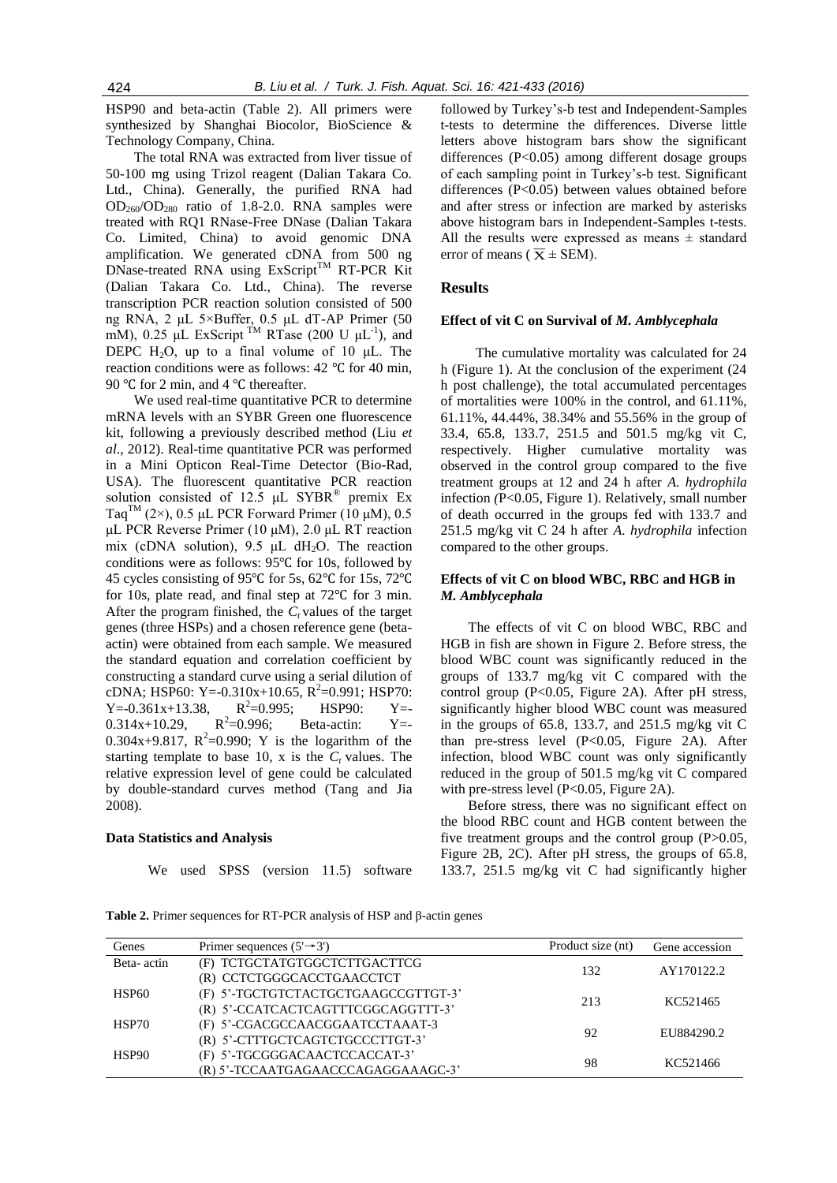HSP90 and beta-actin (Table 2). All primers were synthesized by Shanghai Biocolor, BioScience & Technology Company, China.

The total RNA was extracted from liver tissue of 50-100 mg using Trizol reagent (Dalian Takara Co. Ltd., China). Generally, the purified RNA had $OD_{260}/OD_{280}$ ratio of 1.8-2.0. RNA samples were treated with RQ1 RNase-Free DNase (Dalian Takara Co. Limited, China) to avoid genomic DNA amplification. We generated cDNA from 500 ng DNase-treated RNA using ExScript$^{TM}$ RT-PCR Kit (Dalian Takara Co. Ltd., China). The reverse transcription PCR reaction solution consisted of 500 ng RNA, 2 μL 5×Buffer, 0.5 μL dT-AP Primer (50 mM), 0.25 μL ExScript $^{TM}$ RTase (200 U μL$^{-1}$), and DEPC $H_2O$, up to a final volume of 10 μL. The reaction conditions were as follows: 42 ℃ for 40 min, 90 ℃ for 2 min, and 4 ℃ thereafter.

We used real-time quantitative PCR to determine mRNA levels with an SYBR Green one fluorescence kit, following a previously described method (Liu *et al*., 2012). Real-time quantitative PCR was performed in a Mini Opticon Real-Time Detector (Bio-Rad, USA). The fluorescent quantitative PCR reaction solution consisted of 12.5 μL SYBR$^{®}$ premix Ex Taq$^{TM}$ (2×), 0.5 μL PCR Forward Primer (10 μM), 0.5 μL PCR Reverse Primer (10 μM), 2.0 μL RT reaction mix (cDNA solution), 9.5 μL $dH_2O$. The reaction conditions were as follows: 95℃ for 10s, followed by 45 cycles consisting of 95℃ for 5s, 62℃ for 15s, 72℃ for 10s, plate read, and final step at 72℃ for 3 min. After the program finished, the $C_t$ values of the target genes (three HSPs) and a chosen reference gene (beta-actin) were obtained from each sample. We measured the standard equation and correlation coefficient by constructing a standard curve using a serial dilution of cDNA; HSP60: Y=-0.310x+10.65, $R^2$=0.991; HSP70: Y=-0.361x+13.38, $R^2$=0.995; HSP90: Y=-0.314x+10.29, $R^2$=0.996; Beta-actin: Y=-0.304x+9.817, $R^2$=0.990; Y is the logarithm of the starting template to base 10, x is the $C_t$ values. The relative expression level of gene could be calculated by double-standard curves method (Tang and Jia 2008).

### Data Statistics and Analysis

We used SPSS (version 11.5) software followed by Turkey's-b test and Independent-Samples t-tests to determine the differences. Diverse little letters above histogram bars show the significant differences (P<0.05) among different dosage groups of each sampling point in Turkey's-b test. Significant differences (P<0.05) between values obtained before and after stress or infection are marked by asterisks above histogram bars in Independent-Samples t-tests. All the results were expressed as means ± standard error of means ($\overline{X}$ ± SEM).

## Results

### Effect of vit C on Survival of *M. Amblycephala*

The cumulative mortality was calculated for 24 h (Figure 1). At the conclusion of the experiment (24 h post challenge), the total accumulated percentages of mortalities were 100% in the control, and 61.11%, 61.11%, 44.44%, 38.34% and 55.56% in the group of 33.4, 65.8, 133.7, 251.5 and 501.5 mg/kg vit C, respectively. Higher cumulative mortality was observed in the control group compared to the five treatment groups at 12 and 24 h after *A. hydrophila* infection *(*P<0.05, Figure 1). Relatively, small number of death occurred in the groups fed with 133.7 and 251.5 mg/kg vit C 24 h after *A. hydrophila* infection compared to the other groups.

### Effects of vit C on blood WBC, RBC and HGB in *M. Amblycephala*

The effects of vit C on blood WBC, RBC and HGB in fish are shown in Figure 2. Before stress, the blood WBC count was significantly reduced in the groups of 133.7 mg/kg vit C compared with the control group (P<0.05, Figure 2A). After pH stress, significantly higher blood WBC count was measured in the groups of 65.8, 133.7, and 251.5 mg/kg vit C than pre-stress level (P<0.05, Figure 2A). After infection, blood WBC count was only significantly reduced in the group of 501.5 mg/kg vit C compared with pre-stress level (P<0.05, Figure 2A).

Before stress, there was no significant effect on the blood RBC count and HGB content between the five treatment groups and the control group (P>0.05, Figure 2B, 2C). After pH stress, the groups of 65.8, 133.7, 251.5 mg/kg vit C had significantly higher

**Table 2.** Primer sequences for RT-PCR analysis of HSP and β-actin genes

| Genes | Primer sequences (5'→3') | Product size (nt) | Gene accession |
|---|---|---|---|
| Beta- actin | (F) TCTGCTATGTGGCTCTTGACTTCG<br>(R) CCTCTGGGCACCTGAACCTCT | 132 | AY170122.2 |
| HSP60 | (F) 5'-TGCTGTCTACTGCTGAAGCCGTTGT-3'<br>(R) 5'-CCATCACTCAGTTTCGGCAGGTTT-3' | 213 | KC521465 |
| HSP70 | (F) 5'-CGACGCCAACGGAATCCTAAAT-3<br>(R) 5'-CTTTGCTCAGTCTGCCCTTGT-3' | 92 | EU884290.2 |
| HSP90 | (F) 5'-TGCGGGACAACTCCACCAT-3'<br>(R) 5'-TCCAATGAGAACCCAGAGGAAAGC-3' | 98 | KC521466 |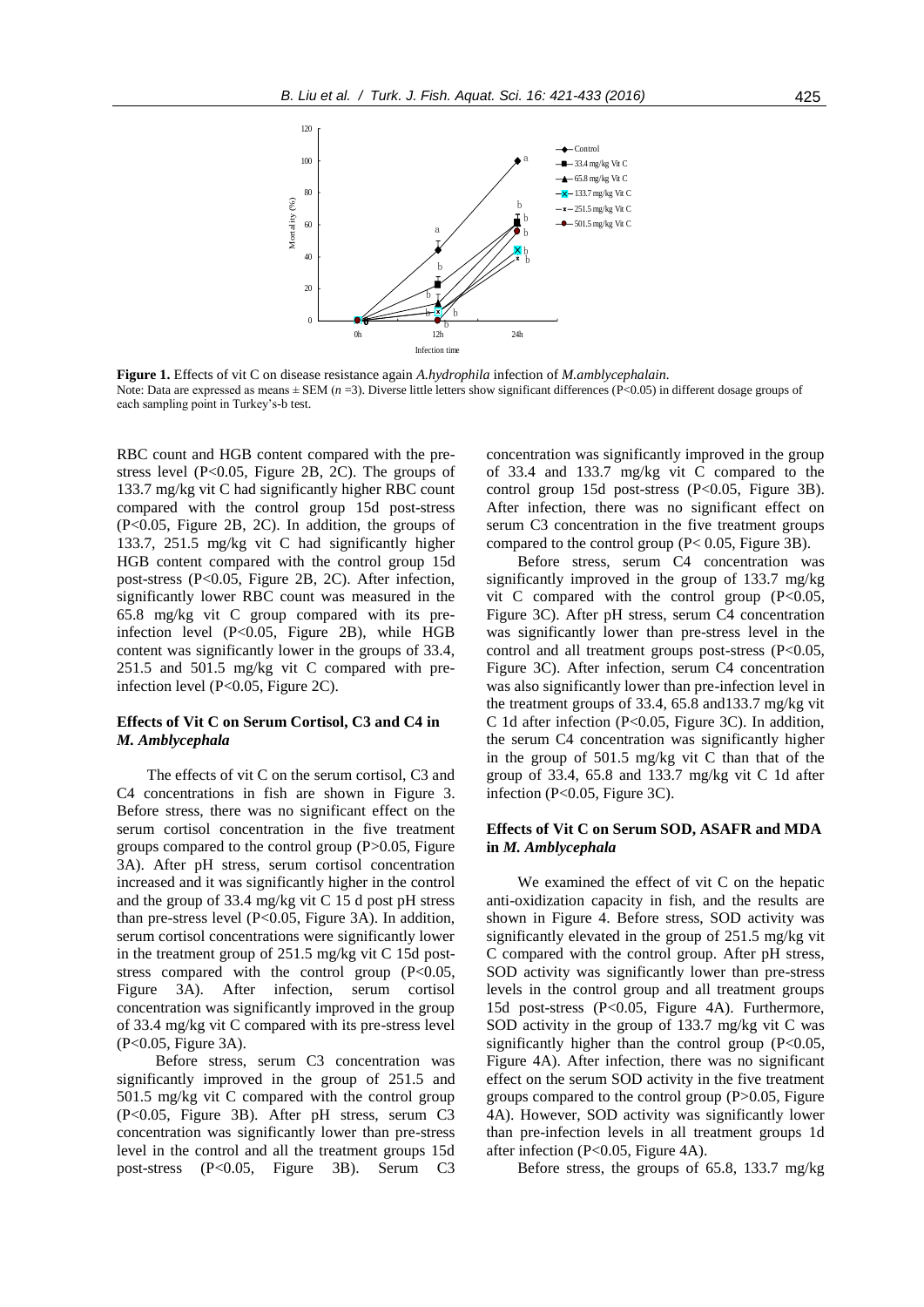**Figure 1.** Effects of vit C on disease resistance again *A.hydrophila* infection of *M.amblycephalain*.
Note: Data are expressed as means ± SEM (*n* =3). Diverse little letters show significant differences (P<0.05) in different dosage groups of each sampling point in Turkey's-b test.

RBC count and HGB content compared with the pre-stress level (P<0.05, Figure 2B, 2C). The groups of 133.7 mg/kg vit C had significantly higher RBC count compared with the control group 15d post-stress (P<0.05, Figure 2B, 2C). In addition, the groups of 133.7, 251.5 mg/kg vit C had significantly higher HGB content compared with the control group 15d post-stress (P<0.05, Figure 2B, 2C). After infection, significantly lower RBC count was measured in the 65.8 mg/kg vit C group compared with its pre-infection level (P<0.05, Figure 2B), while HGB content was significantly lower in the groups of 33.4, 251.5 and 501.5 mg/kg vit C compared with pre-infection level (P<0.05, Figure 2C).

### Effects of Vit C on Serum Cortisol, C3 and C4 in *M. Amblycephala*

The effects of vit C on the serum cortisol, C3 and C4 concentrations in fish are shown in Figure 3. Before stress, there was no significant effect on the serum cortisol concentration in the five treatment groups compared to the control group (P>0.05, Figure 3A). After pH stress, serum cortisol concentration increased and it was significantly higher in the control and the group of 33.4 mg/kg vit C 15 d post pH stress than pre-stress level (P<0.05, Figure 3A). In addition, serum cortisol concentrations were significantly lower in the treatment group of 251.5 mg/kg vit C 15d post-stress compared with the control group (P<0.05, Figure 3A). After infection, serum cortisol concentration was significantly improved in the group of 33.4 mg/kg vit C compared with its pre-stress level (P<0.05, Figure 3A).

Before stress, serum C3 concentration was significantly improved in the group of 251.5 and 501.5 mg/kg vit C compared with the control group (P<0.05, Figure 3B). After pH stress, serum C3 concentration was significantly lower than pre-stress level in the control and all the treatment groups 15d post-stress (P<0.05, Figure 3B). Serum C3 concentration was significantly improved in the group of 33.4 and 133.7 mg/kg vit C compared to the control group 15d post-stress (P<0.05, Figure 3B). After infection, there was no significant effect on serum C3 concentration in the five treatment groups compared to the control group (P< 0.05, Figure 3B).

Before stress, serum C4 concentration was significantly improved in the group of 133.7 mg/kg vit C compared with the control group (P<0.05, Figure 3C). After pH stress, serum C4 concentration was significantly lower than pre-stress level in the control and all treatment groups post-stress (P<0.05, Figure 3C). After infection, serum C4 concentration was also significantly lower than pre-infection level in the treatment groups of 33.4, 65.8 and133.7 mg/kg vit C 1d after infection (P<0.05, Figure 3C). In addition, the serum C4 concentration was significantly higher in the group of 501.5 mg/kg vit C than that of the group of 33.4, 65.8 and 133.7 mg/kg vit C 1d after infection (P<0.05, Figure 3C).

### Effects of Vit C on Serum SOD, ASAFR and MDA in *M. Amblycephala*

We examined the effect of vit C on the hepatic anti-oxidization capacity in fish, and the results are shown in Figure 4. Before stress, SOD activity was significantly elevated in the group of 251.5 mg/kg vit C compared with the control group. After pH stress, SOD activity was significantly lower than pre-stress levels in the control group and all treatment groups 15d post-stress (P<0.05, Figure 4A). Furthermore, SOD activity in the group of 133.7 mg/kg vit C was significantly higher than the control group (P<0.05, Figure 4A). After infection, there was no significant effect on the serum SOD activity in the five treatment groups compared to the control group (P>0.05, Figure 4A). However, SOD activity was significantly lower than pre-infection levels in all treatment groups 1d after infection (P<0.05, Figure 4A).

Before stress, the groups of 65.8, 133.7 mg/kg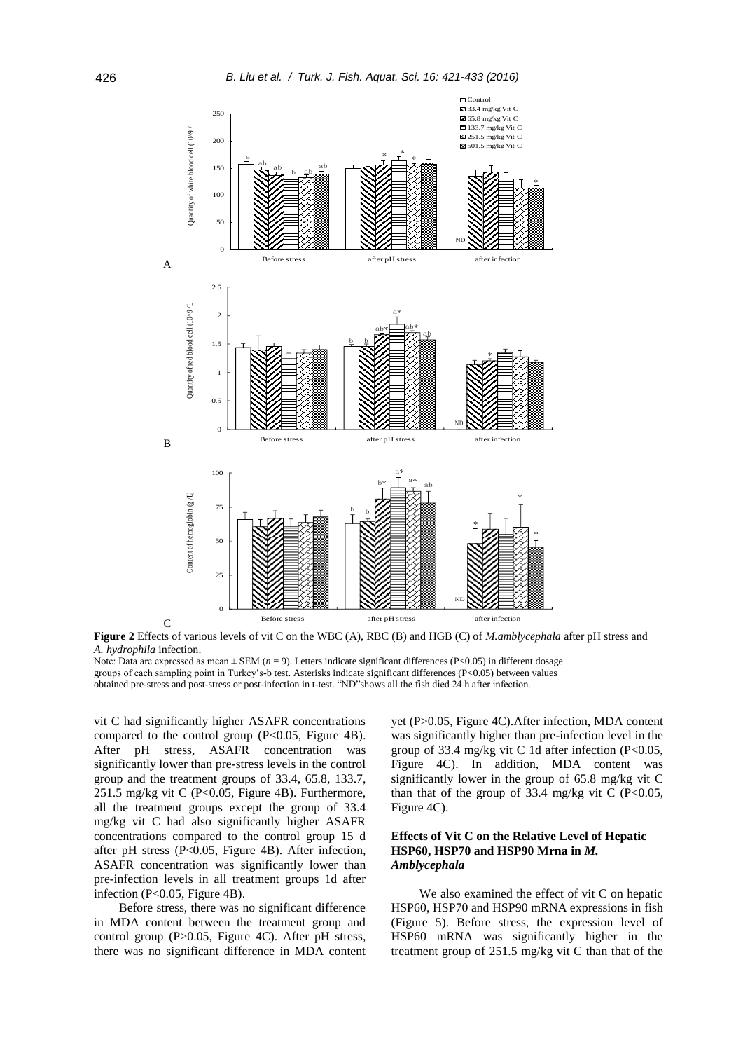**Figure 2** Effects of various levels of vit C on the WBC (A), RBC (B) and HGB (C) of *M.amblycephala* after pH stress and *A. hydrophila* infection.

Note: Data are expressed as mean ± SEM ($n$ = 9). Letters indicate significant differences (P<0.05) in different dosage groups of each sampling point in Turkey's-b test. Asterisks indicate significant differences (P<0.05) between values obtained pre-stress and post-stress or post-infection in t-test. "ND"shows all the fish died 24 h after infection.

vit C had significantly higher ASAFR concentrations compared to the control group (P<0.05, Figure 4B). After pH stress, ASAFR concentration was significantly lower than pre-stress levels in the control group and the treatment groups of 33.4, 65.8, 133.7, 251.5 mg/kg vit C (P<0.05, Figure 4B). Furthermore, all the treatment groups except the group of 33.4 mg/kg vit C had also significantly higher ASAFR concentrations compared to the control group 15 d after pH stress (P<0.05, Figure 4B). After infection, ASAFR concentration was significantly lower than pre-infection levels in all treatment groups 1d after infection (P<0.05, Figure 4B).

Before stress, there was no significant difference in MDA content between the treatment group and control group (P>0.05, Figure 4C). After pH stress, there was no significant difference in MDA content yet (P>0.05, Figure 4C).After infection, MDA content was significantly higher than pre-infection level in the group of 33.4 mg/kg vit C 1d after infection (P<0.05, Figure 4C). In addition, MDA content was significantly lower in the group of 65.8 mg/kg vit C than that of the group of 33.4 mg/kg vit C (P<0.05, Figure 4C).

### Effects of Vit C on the Relative Level of Hepatic HSP60, HSP70 and HSP90 Mrna in *M. Amblycephala*

We also examined the effect of vit C on hepatic HSP60, HSP70 and HSP90 mRNA expressions in fish (Figure 5). Before stress, the expression level of HSP60 mRNA was significantly higher in the treatment group of 251.5 mg/kg vit C than that of the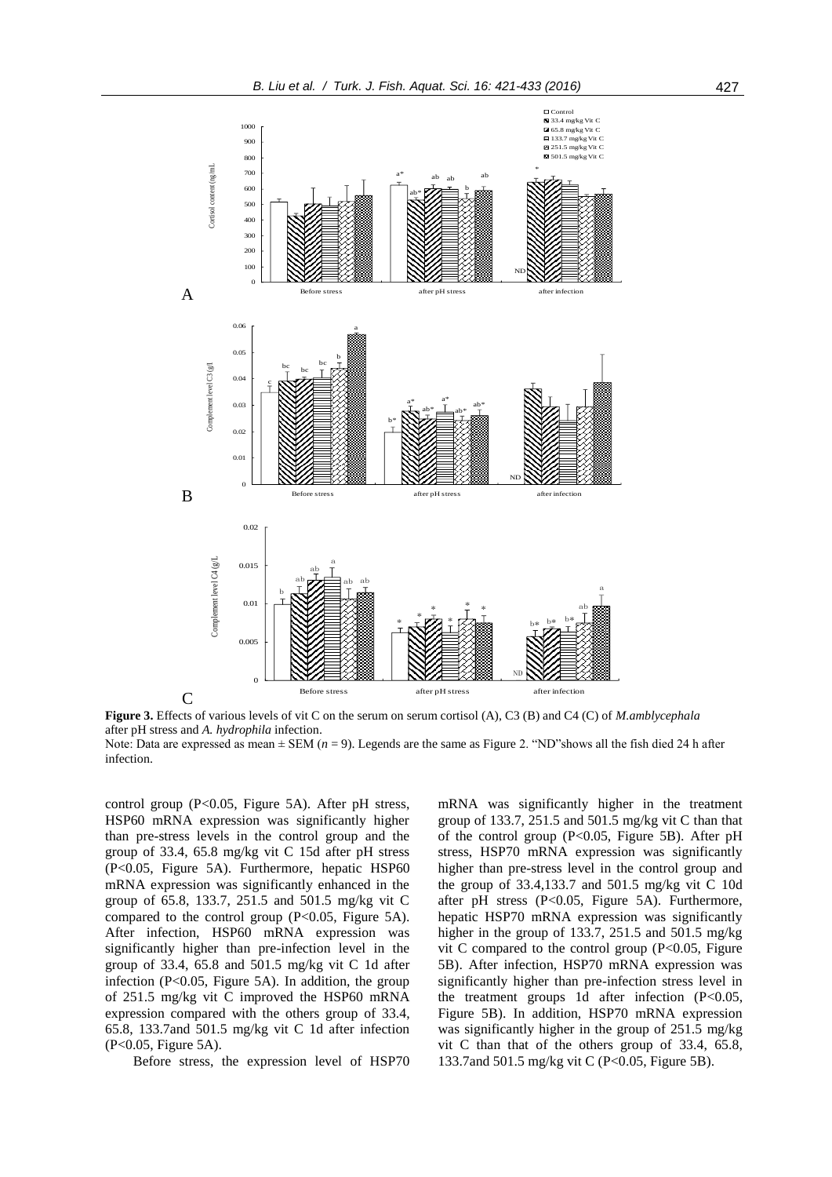**Figure 3.** Effects of various levels of vit C on the serum on serum cortisol (A), C3 (B) and C4 (C) of *M.amblycephala* after pH stress and *A. hydrophila* infection.

Note: Data are expressed as mean ± SEM (*n* = 9). Legends are the same as Figure 2. "ND"shows all the fish died 24 h after infection.

control group (P<0.05, Figure 5A). After pH stress, HSP60 mRNA expression was significantly higher than pre-stress levels in the control group and the group of 33.4, 65.8 mg/kg vit C 15d after pH stress (P<0.05, Figure 5A). Furthermore, hepatic HSP60 mRNA expression was significantly enhanced in the group of 65.8, 133.7, 251.5 and 501.5 mg/kg vit C compared to the control group (P<0.05, Figure 5A). After infection, HSP60 mRNA expression was significantly higher than pre-infection level in the group of 33.4, 65.8 and 501.5 mg/kg vit C 1d after infection (P<0.05, Figure 5A). In addition, the group of 251.5 mg/kg vit C improved the HSP60 mRNA expression compared with the others group of 33.4, 65.8, 133.7and 501.5 mg/kg vit C 1d after infection (P<0.05, Figure 5A).

Before stress, the expression level of HSP70 mRNA was significantly higher in the treatment group of 133.7, 251.5 and 501.5 mg/kg vit C than that of the control group (P<0.05, Figure 5B). After pH stress, HSP70 mRNA expression was significantly higher than pre-stress level in the control group and the group of 33.4,133.7 and 501.5 mg/kg vit C 10d after pH stress (P<0.05, Figure 5A). Furthermore, hepatic HSP70 mRNA expression was significantly higher in the group of 133.7, 251.5 and 501.5 mg/kg vit C compared to the control group (P<0.05, Figure 5B). After infection, HSP70 mRNA expression was significantly higher than pre-infection stress level in the treatment groups 1d after infection (P<0.05, Figure 5B). In addition, HSP70 mRNA expression was significantly higher in the group of 251.5 mg/kg vit C than that of the others group of 33.4, 65.8, 133.7and 501.5 mg/kg vit C (P<0.05, Figure 5B).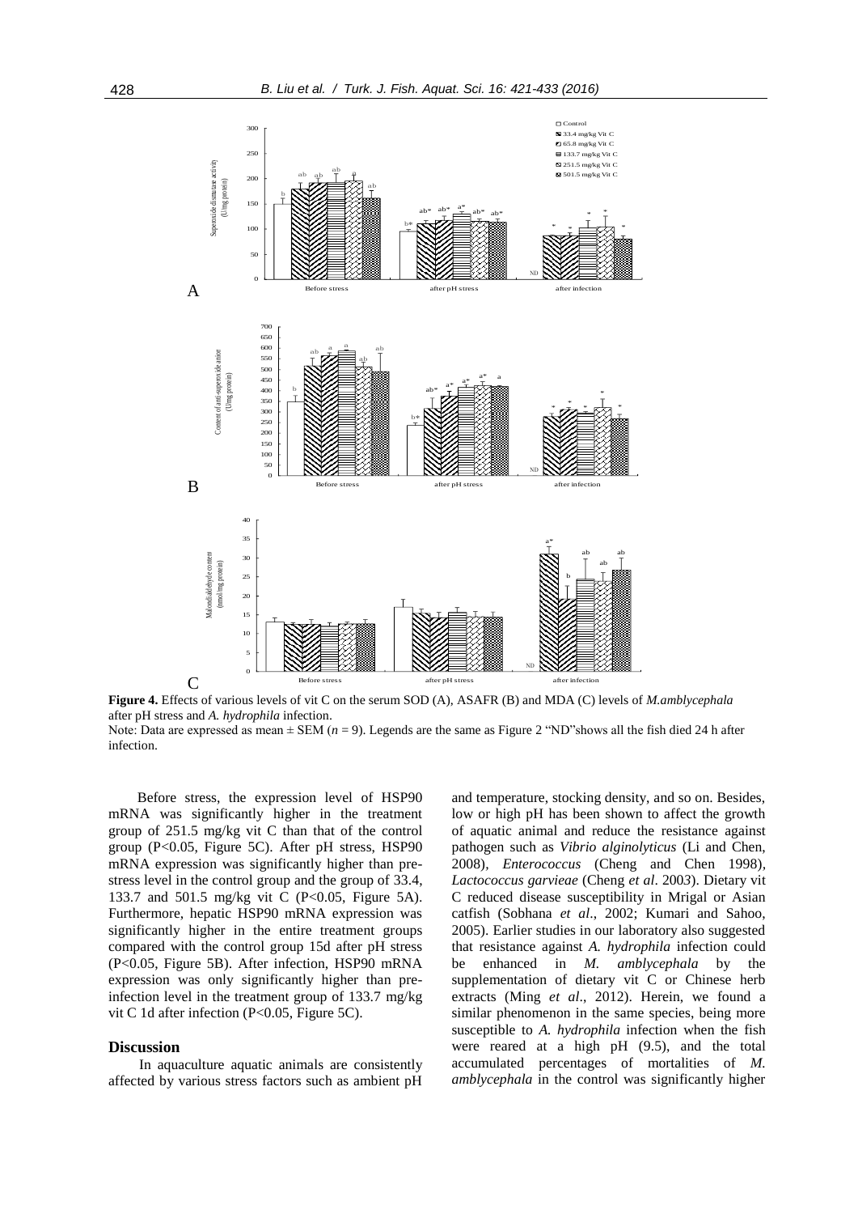**Figure 4.** Effects of various levels of vit C on the serum SOD (A), ASAFR (B) and MDA (C) levels of *M.amblycephala* after pH stress and *A. hydrophila* infection.

Note: Data are expressed as mean ± SEM ($n$ = 9). Legends are the same as Figure 2 "ND"shows all the fish died 24 h after infection.

Before stress, the expression level of HSP90 mRNA was significantly higher in the treatment group of 251.5 mg/kg vit C than that of the control group (P<0.05, Figure 5C). After pH stress, HSP90 mRNA expression was significantly higher than pre-stress level in the control group and the group of 33.4, 133.7 and 501.5 mg/kg vit C (P<0.05, Figure 5A). Furthermore, hepatic HSP90 mRNA expression was significantly higher in the entire treatment groups compared with the control group 15d after pH stress (P<0.05, Figure 5B). After infection, HSP90 mRNA expression was only significantly higher than pre-infection level in the treatment group of 133.7 mg/kg vit C 1d after infection (P<0.05, Figure 5C).

## Discussion

In aquaculture aquatic animals are consistently affected by various stress factors such as ambient pH and temperature, stocking density, and so on. Besides, low or high pH has been shown to affect the growth of aquatic animal and reduce the resistance against pathogen such as *Vibrio alginolyticus* (Li and Chen, 2008), *Enterococcus* (Cheng and Chen 1998), *Lactococcus garvieae* (Cheng *et al*. 2003). Dietary vit C reduced disease susceptibility in Mrigal or Asian catfish (Sobhana *et al*., 2002; Kumari and Sahoo, 2005). Earlier studies in our laboratory also suggested that resistance against *A. hydrophila* infection could be enhanced in *M. amblycephala* by the supplementation of dietary vit C or Chinese herb extracts (Ming *et al*., 2012). Herein, we found a similar phenomenon in the same species, being more susceptible to *A. hydrophila* infection when the fish were reared at a high pH (9.5), and the total accumulated percentages of mortalities of *M. amblycephala* in the control was significantly higher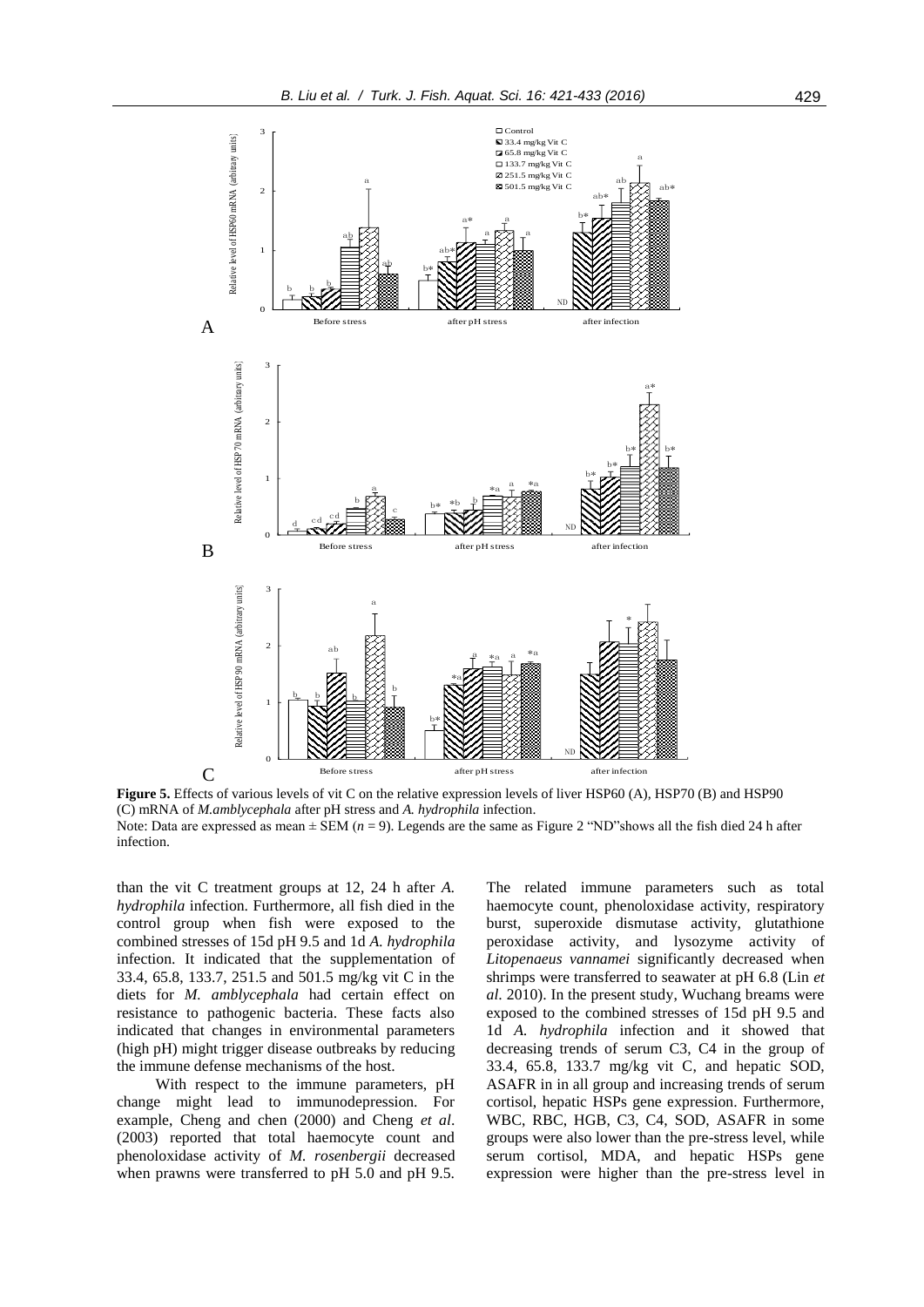**Figure 5.** Effects of various levels of vit C on the relative expression levels of liver HSP60 (A), HSP70 (B) and HSP90 (C) mRNA of *M.amblycephala* after pH stress and *A. hydrophila* infection.

Note: Data are expressed as mean ± SEM (*n* = 9). Legends are the same as Figure 2 "ND"shows all the fish died 24 h after infection.

than the vit C treatment groups at 12, 24 h after *A. hydrophila* infection. Furthermore, all fish died in the control group when fish were exposed to the combined stresses of 15d pH 9.5 and 1d *A. hydrophila* infection. It indicated that the supplementation of 33.4, 65.8, 133.7, 251.5 and 501.5 mg/kg vit C in the diets for *M. amblycephala* had certain effect on resistance to pathogenic bacteria. These facts also indicated that changes in environmental parameters (high pH) might trigger disease outbreaks by reducing the immune defense mechanisms of the host.

With respect to the immune parameters, pH change might lead to immunodepression. For example, Cheng and chen (2000) and Cheng *et al*. (2003) reported that total haemocyte count and phenoloxidase activity of *M. rosenbergii* decreased when prawns were transferred to pH 5.0 and pH 9.5. The related immune parameters such as total haemocyte count, phenoloxidase activity, respiratory burst, superoxide dismutase activity, glutathione peroxidase activity, and lysozyme activity of *Litopenaeus vannamei* significantly decreased when shrimps were transferred to seawater at pH 6.8 (Lin *et al*. 2010). In the present study, Wuchang breams were exposed to the combined stresses of 15d pH 9.5 and 1d *A. hydrophila* infection and it showed that decreasing trends of serum C3, C4 in the group of 33.4, 65.8, 133.7 mg/kg vit C, and hepatic SOD, ASAFR in in all group and increasing trends of serum cortisol, hepatic HSPs gene expression. Furthermore, WBC, RBC, HGB, C3, C4, SOD, ASAFR in some groups were also lower than the pre-stress level, while serum cortisol, MDA, and hepatic HSPs gene expression were higher than the pre-stress level in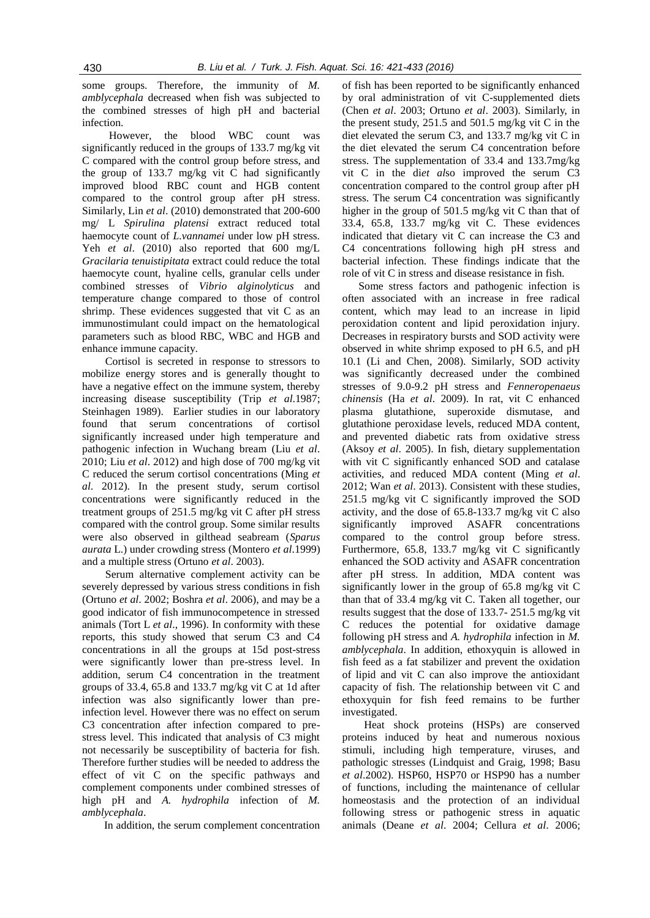some groups. Therefore, the immunity of *M. amblycephala* decreased when fish was subjected to the combined stresses of high pH and bacterial infection.

However, the blood WBC count was significantly reduced in the groups of 133.7 mg/kg vit C compared with the control group before stress, and the group of 133.7 mg/kg vit C had significantly improved blood RBC count and HGB content compared to the control group after pH stress. Similarly, Lin *et al*. (2010) demonstrated that 200-600 mg/ L *Spirulina platensi* extract reduced total haemocyte count of *L.vannamei* under low pH stress. Yeh *et al*. (2010) also reported that 600 mg/L *Gracilaria tenuistipitata* extract could reduce the total haemocyte count, hyaline cells, granular cells under combined stresses of *Vibrio alginolyticus* and temperature change compared to those of control shrimp. These evidences suggested that vit C as an immunostimulant could impact on the hematological parameters such as blood RBC, WBC and HGB and enhance immune capacity.

Cortisol is secreted in response to stressors to mobilize energy stores and is generally thought to have a negative effect on the immune system, thereby increasing disease susceptibility (Trip *et al*.1987; Steinhagen 1989). Earlier studies in our laboratory found that serum concentrations of cortisol significantly increased under high temperature and pathogenic infection in Wuchang bream (Liu *et al*. 2010; Liu *et al*. 2012) and high dose of 700 mg/kg vit C reduced the serum cortisol concentrations (Ming *et al*. 2012). In the present study, serum cortisol concentrations were significantly reduced in the treatment groups of 251.5 mg/kg vit C after pH stress compared with the control group. Some similar results were also observed in gilthead seabream (*Sparus aurata* L.) under crowding stress (Montero *et al*.1999) and a multiple stress (Ortuno *et al*. 2003).

Serum alternative complement activity can be severely depressed by various stress conditions in fish (Ortuno *et al*. 2002; Boshra *et al*. 2006), and may be a good indicator of fish immunocompetence in stressed animals (Tort L *et al*., 1996). In conformity with these reports, this study showed that serum C3 and C4 concentrations in all the groups at 15d post-stress were significantly lower than pre-stress level. In addition, serum C4 concentration in the treatment groups of 33.4, 65.8 and 133.7 mg/kg vit C at 1d after infection was also significantly lower than pre-infection level. However there was no effect on serum C3 concentration after infection compared to pre-stress level. This indicated that analysis of C3 might not necessarily be susceptibility of bacteria for fish. Therefore further studies will be needed to address the effect of vit C on the specific pathways and complement components under combined stresses of high pH and *A. hydrophila* infection of *M. amblycephala*.

In addition, the serum complement concentration of fish has been reported to be significantly enhanced by oral administration of vit C-supplemented diets (Chen *et al*. 2003; Ortuno *et al*. 2003). Similarly, in the present study, 251.5 and 501.5 mg/kg vit C in the diet elevated the serum C3, and 133.7 mg/kg vit C in the diet elevated the serum C4 concentration before stress. The supplementation of 33.4 and 133.7mg/kg vit C in the di*et al*so improved the serum C3 concentration compared to the control group after pH stress. The serum C4 concentration was significantly higher in the group of 501.5 mg/kg vit C than that of 33.4, 65.8, 133.7 mg/kg vit C. These evidences indicated that dietary vit C can increase the C3 and C4 concentrations following high pH stress and bacterial infection. These findings indicate that the role of vit C in stress and disease resistance in fish.

Some stress factors and pathogenic infection is often associated with an increase in free radical content, which may lead to an increase in lipid peroxidation content and lipid peroxidation injury. Decreases in respiratory bursts and SOD activity were observed in white shrimp exposed to pH 6.5, and pH 10.1 (Li and Chen, 2008). Similarly, SOD activity was significantly decreased under the combined stresses of 9.0-9.2 pH stress and *Fenneropenaeus chinensis* (Ha *et al*. 2009). In rat, vit C enhanced plasma glutathione, superoxide dismutase, and glutathione peroxidase levels, reduced MDA content, and prevented diabetic rats from oxidative stress (Aksoy *et al*. 2005). In fish, dietary supplementation with vit C significantly enhanced SOD and catalase activities, and reduced MDA content (Ming *et al*. 2012; Wan *et al*. 2013). Consistent with these studies, 251.5 mg/kg vit C significantly improved the SOD activity, and the dose of 65.8-133.7 mg/kg vit C also significantly improved ASAFR concentrations compared to the control group before stress. Furthermore, 65.8, 133.7 mg/kg vit C significantly enhanced the SOD activity and ASAFR concentration after pH stress. In addition, MDA content was significantly lower in the group of 65.8 mg/kg vit C than that of 33.4 mg/kg vit C. Taken all together, our results suggest that the dose of 133.7- 251.5 mg/kg vit C reduces the potential for oxidative damage following pH stress and *A. hydrophila* infection in *M. amblycephala*. In addition, ethoxyquin is allowed in fish feed as a fat stabilizer and prevent the oxidation of lipid and vit C can also improve the antioxidant capacity of fish. The relationship between vit C and ethoxyquin for fish feed remains to be further investigated.

Heat shock proteins (HSPs) are conserved proteins induced by heat and numerous noxious stimuli, including high temperature, viruses, and pathologic stresses (Lindquist and Graig, 1998; Basu *et al*.2002). HSP60, HSP70 or HSP90 has a number of functions, including the maintenance of cellular homeostasis and the protection of an individual following stress or pathogenic stress in aquatic animals (Deane *et al*. 2004; Cellura *et al*. 2006;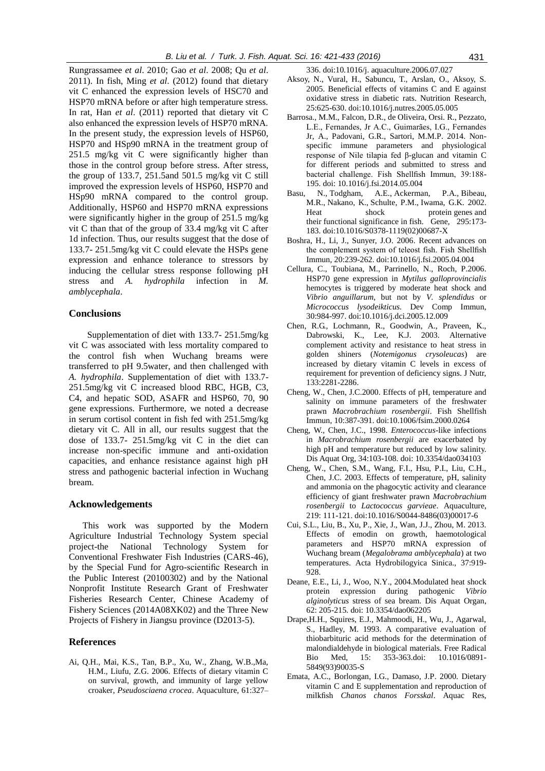Rungrassamee *et al*. 2010; Gao *et al*. 2008; Qu *et al*. 2011). In fish, Ming *et al*. (2012) found that dietary vit C enhanced the expression levels of HSC70 and HSP70 mRNA before or after high temperature stress. In rat, Han *et al*. (2011) reported that dietary vit C also enhanced the expression levels of HSP70 mRNA. In the present study, the expression levels of HSP60, HSP70 and HSp90 mRNA in the treatment group of 251.5 mg/kg vit C were significantly higher than those in the control group before stress. After stress, the group of 133.7, 251.5and 501.5 mg/kg vit C still improved the expression levels of HSP60, HSP70 and HSp90 mRNA compared to the control group. Additionally, HSP60 and HSP70 mRNA expressions were significantly higher in the group of 251.5 mg/kg vit C than that of the group of 33.4 mg/kg vit C after 1d infection. Thus, our results suggest that the dose of 133.7- 251.5mg/kg vit C could elevate the HSPs gene expression and enhance tolerance to stressors by inducing the cellular stress response following pH stress and *A. hydrophila* infection in *M. amblycephala*.

## Conclusions

Supplementation of diet with 133.7- 251.5mg/kg vit C was associated with less mortality compared to the control fish when Wuchang breams were transferred to pH 9.5water, and then challenged with *A. hydrophila*. Supplementation of diet with 133.7- 251.5mg/kg vit C increased blood RBC, HGB, C3, C4, and hepatic SOD, ASAFR and HSP60, 70, 90 gene expressions. Furthermore, we noted a decrease in serum cortisol content in fish fed with 251.5mg/kg dietary vit C. All in all, our results suggest that the dose of 133.7- 251.5mg/kg vit C in the diet can increase non-specific immune and anti-oxidation capacities, and enhance resistance against high pH stress and pathogenic bacterial infection in Wuchang bream.

## Acknowledgements

This work was supported by the Modern Agriculture Industrial Technology System special project-the National Technology System for Conventional Freshwater Fish Industries (CARS-46), by the Special Fund for Agro-scientific Research in the Public Interest (20100302) and by the National Nonprofit Institute Research Grant of Freshwater Fisheries Research Center, Chinese Academy of Fishery Sciences (2014A08XK02) and the Three New Projects of Fishery in Jiangsu province (D2013-5).

## References

Ai, Q.H., Mai, K.S., Tan, B.P., Xu, W., Zhang, W.B.,Ma, H.M., Liufu, Z.G. 2006. Effects of dietary vitamin C on survival, growth, and immunity of large yellow croaker, *Pseudosciaena crocea*. Aquaculture, 61:327–336. doi:10.1016/j. aquaculture.2006.07.027

Aksoy, N., Vural, H., Sabuncu, T., Arslan, O., Aksoy, S. 2005. Beneficial effects of vitamins C and E against oxidative stress in diabetic rats. Nutrition Research, 25:625-630. doi:10.1016/j.nutres.2005.05.005

Barrosa., M.M., Falcon, D.R., de Oliveira, Orsi. R., Pezzato, L.E., Fernandes, Jr A.C., Guimarães, I.G., Fernandes Jr, A., Padovani, G.R., Sartori, M.M.P. 2014. Non-specific immune parameters and physiological response of Nile tilapia fed β-glucan and vitamin C for different periods and submitted to stress and bacterial challenge. Fish Shellfish Immun, 39:188-195. doi: 10.1016/j.fsi.2014.05.004

Basu, N., Todgham, A.E., Ackerman, P.A., Bibeau, M.R., Nakano, K., Schulte, P.M., Iwama, G.K. 2002. Heat shock protein genes and their functional significance in fish. Gene, 295:173-183. doi:10.1016/S0378-1119(02)00687-X

Boshra, H., Li, J., Sunyer, J.O. 2006. Recent advances on the complement system of teleost fish. Fish Shellfish Immun, 20:239-262. doi:10.1016/j.fsi.2005.04.004

Cellura, C., Toubiana, M., Parrinello, N., Roch, P.2006. HSP70 gene expression in *Mytilus galloprovincialis* hemocytes is triggered by moderate heat shock and *Vibrio anguillarum*, but not by *V. splendidus* or *Micrococcus lysodeikticus.* Dev Comp Immun, 30:984-997. doi:10.1016/j.dci.2005.12.009

Chen, R.G., Lochmann, R., Goodwin, A., Praveen, K., Dabrowski, K., Lee, K.J. 2003. Alternative complement activity and resistance to heat stress in golden shiners (*Notemigonus crysoleucas*) are increased by dietary vitamin C levels in excess of requirement for prevention of deficiency signs. J Nutr, 133:2281-2286.

Cheng, W., Chen, J.C.2000. Effects of pH, temperature and salinity on immune parameters of the freshwater prawn *Macrobrachium rosenbergii*. Fish Shellfish Immun, 10:387-391. doi:10.1006/fsim.2000.0264

Cheng, W., Chen, J.C., 1998. *Enterococcus*-like infections in *Macrobrachium rosenbergii* are exacerbated by high pH and temperature but reduced by low salinity. Dis Aquat Org, 34:103-108. doi: 10.3354/dao034103

Cheng, W., Chen, S.M., Wang, F.I., Hsu, P.I., Liu, C.H., Chen, J.C. 2003. Effects of temperature, pH, salinity and ammonia on the phagocytic activity and clearance efficiency of giant freshwater prawn *Macrobrachium rosenbergii* to *Lactococcus garvieae*. Aquaculture, 219: 111-121. doi:10.1016/S0044-8486(03)00017-6

Cui, S.L., Liu, B., Xu, P., Xie, J., Wan, J.J., Zhou, M. 2013. Effects of emodin on growth, haematological parameters and HSP70 mRNA expression of Wuchang bream (*Megalobrama amblycephala*) at two temperatures. Acta Hydrobilogyica Sinica., 37:919-928.

Deane, E.E., Li, J., Woo, N.Y., 2004.Modulated heat shock protein expression during pathogenic *Vibrio alginolyticus* stress of sea bream. Dis Aquat Organ, 62: 205-215. doi: 10.3354/dao062205

Drape,H.H., Squires, E.J., Mahmoodi, H., Wu, J., Agarwal, S., Hadley, M. 1993. A comparative evaluation of thiobarbituric acid methods for the determination of malondialdehyde in biological materials. Free Radical Bio Med, 15: 353-363.doi: 10.1016/0891-5849(93)90035-S

Emata, A.C., Borlongan, I.G., Damaso, J.P. 2000. Dietary vitamin C and E supplementation and reproduction of milkfish *Chanos chanos Forsskal*. Aquac Res,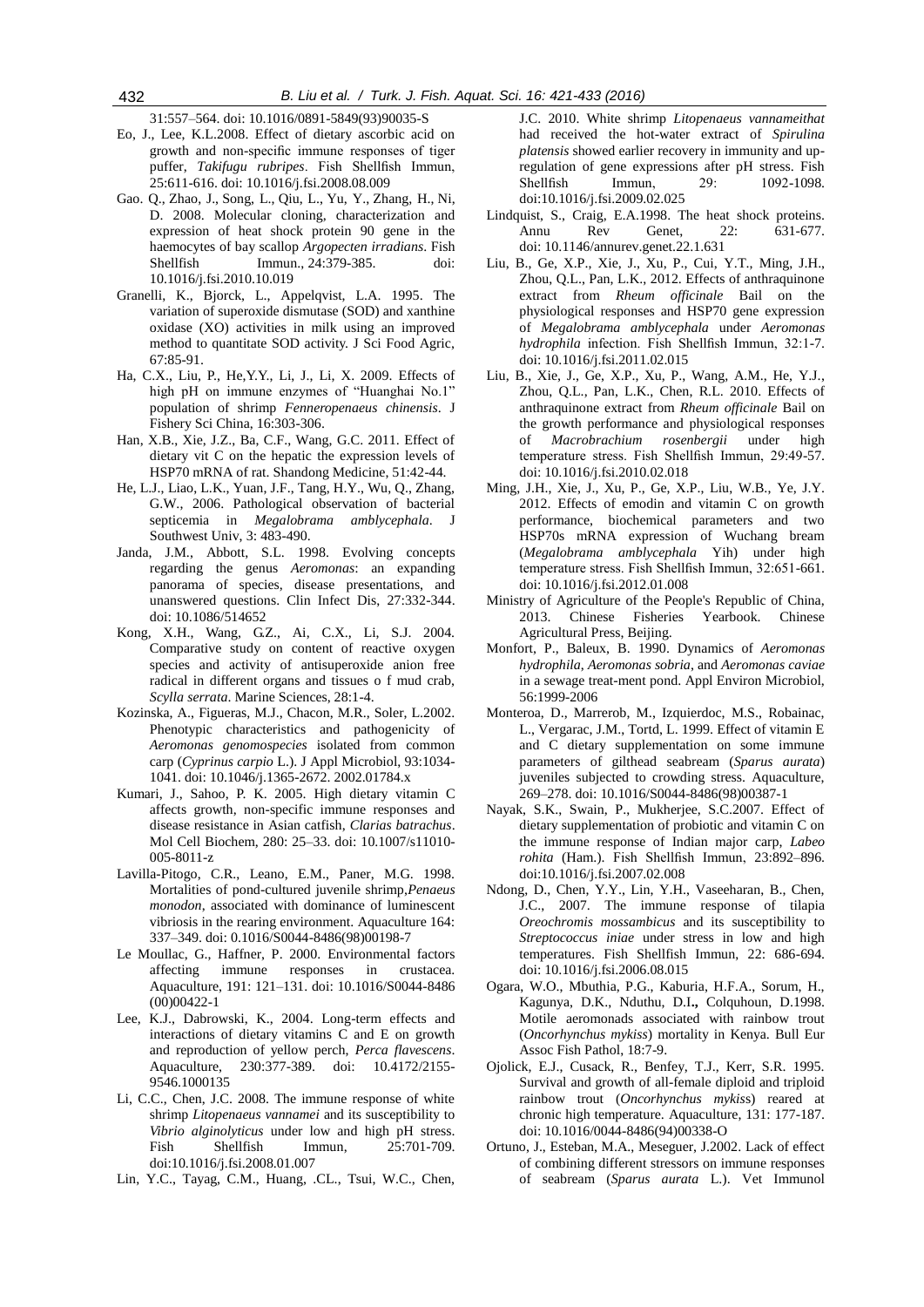31:557–564. doi: 10.1016/0891-5849(93)90035-S

Eo, J., Lee, K.L.2008. Effect of dietary ascorbic acid on growth and non-specific immune responses of tiger puffer, *Takifugu rubripes*. Fish Shellfish Immun, 25:611-616. doi: 10.1016/j.fsi.2008.08.009

Gao. Q., Zhao, J., Song, L., Qiu, L., Yu, Y., Zhang, H., Ni, D. 2008. Molecular cloning, characterization and expression of heat shock protein 90 gene in the haemocytes of bay scallop *Argopecten irradians*. Fish Shellfish Immun., 24:379-385. doi: 10.1016/j.fsi.2010.10.019

Granelli, K., Bjorck, L., Appelqvist, L.A. 1995. The variation of superoxide dismutase (SOD) and xanthine oxidase (XO) activities in milk using an improved method to quantitate SOD activity. J Sci Food Agric, 67:85-91.

Ha, C.X., Liu, P., He,Y.Y., Li, J., Li, X. 2009. Effects of high pH on immune enzymes of "Huanghai No.1" population of shrimp *Fenneropenaeus chinensis*. J Fishery Sci China, 16:303-306.

Han, X.B., Xie, J.Z., Ba, C.F., Wang, G.C. 2011. Effect of dietary vit C on the hepatic the expression levels of HSP70 mRNA of rat. Shandong Medicine, 51:42-44.

He, L.J., Liao, L.K., Yuan, J.F., Tang, H.Y., Wu, Q., Zhang, G.W., 2006. Pathological observation of bacterial septicemia in *Megalobrama amblycephala*. J Southwest Univ, 3: 483-490.

Janda, J.M., Abbott, S.L. 1998. Evolving concepts regarding the genus *Aeromonas*: an expanding panorama of species, disease presentations, and unanswered questions. Clin Infect Dis, 27:332-344. doi: 10.1086/514652

Kong, X.H., Wang, G.Z., Ai, C.X., Li, S.J. 2004. Comparative study on content of reactive oxygen species and activity of antisuperoxide anion free radical in different organs and tissues o f mud crab, *Scylla serrata*. Marine Sciences, 28:1-4.

Kozinska, A., Figueras, M.J., Chacon, M.R., Soler, L.2002. Phenotypic characteristics and pathogenicity of *Aeromonas genomospecies* isolated from common carp (*Cyprinus carpio* L.). J Appl Microbiol, 93:1034-1041. doi: 10.1046/j.1365-2672. 2002.01784.x

Kumari, J., Sahoo, P. K. 2005. High dietary vitamin C affects growth, non-specific immune responses and disease resistance in Asian catfish, *Clarias batrachus*. Mol Cell Biochem, 280: 25–33. doi: 10.1007/s11010-005-8011-z

Lavilla-Pitogo, C.R., Leano, E.M., Paner, M.G. 1998. Mortalities of pond-cultured juvenile shrimp,*Penaeus monodon*, associated with dominance of luminescent vibriosis in the rearing environment. Aquaculture 164: 337–349. doi: 0.1016/S0044-8486(98)00198-7

Le Moullac, G., Haffner, P. 2000. Environmental factors affecting immune responses in crustacea. Aquaculture, 191: 121–131. doi: 10.1016/S0044-8486 (00)00422-1

Lee, K.J., Dabrowski, K., 2004. Long-term effects and interactions of dietary vitamins C and E on growth and reproduction of yellow perch, *Perca flavescens*. Aquaculture, 230:377-389. doi: 10.4172/2155-9546.1000135

Li, C.C., Chen, J.C. 2008. The immune response of white shrimp *Litopenaeus vannamei* and its susceptibility to *Vibrio alginolyticus* under low and high pH stress. Fish Shellfish Immun, 25:701-709. doi:10.1016/j.fsi.2008.01.007

Lin, Y.C., Tayag, C.M., Huang, .CL., Tsui, W.C., Chen, J.C. 2010. White shrimp *Litopenaeus vannameithat* had received the hot-water extract of *Spirulina platensis* showed earlier recovery in immunity and up-regulation of gene expressions after pH stress. Fish Shellfish Immun, 29: 1092-1098. doi:10.1016/j.fsi.2009.02.025

Lindquist, S., Craig, E.A.1998. The heat shock proteins. Annu Rev Genet, 22: 631-677. doi: 10.1146/annurev.genet.22.1.631

Liu, B., Ge, X.P., Xie, J., Xu, P., Cui, Y.T., Ming, J.H., Zhou, Q.L., Pan, L.K., 2012. Effects of anthraquinone extract from *Rheum officinale* Bail on the physiological responses and HSP70 gene expression of *Megalobrama amblycephala* under *Aeromonas hydrophila* infection. Fish Shellfish Immun, 32:1-7. doi: 10.1016/j.fsi.2011.02.015

Liu, B., Xie, J., Ge, X.P., Xu, P., Wang, A.M., He, Y.J., Zhou, Q.L., Pan, L.K., Chen, R.L. 2010. Effects of anthraquinone extract from *Rheum officinale* Bail on the growth performance and physiological responses of *Macrobrachium rosenbergii* under high temperature stress. Fish Shellfish Immun, 29:49-57. doi: 10.1016/j.fsi.2010.02.018

Ming, J.H., Xie, J., Xu, P., Ge, X.P., Liu, W.B., Ye, J.Y. 2012. Effects of emodin and vitamin C on growth performance, biochemical parameters and two HSP70s mRNA expression of Wuchang bream (*Megalobrama amblycephala* Yih) under high temperature stress. Fish Shellfish Immun, 32:651-661. doi: 10.1016/j.fsi.2012.01.008

Ministry of Agriculture of the People's Republic of China, 2013. Chinese Fisheries Yearbook. Chinese Agricultural Press, Beijing.

Monfort, P., Baleux, B. 1990. Dynamics of *Aeromonas hydrophila*, *Aeromonas sobria*, and *Aeromonas caviae* in a sewage treat-ment pond. Appl Environ Microbiol, 56:1999-2006

Monteroa, D., Marrerob, M., Izquierdoc, M.S., Robainac, L., Vergarac, J.M., Tortd, L. 1999. Effect of vitamin E and C dietary supplementation on some immune parameters of gilthead seabream (*Sparus aurata*) juveniles subjected to crowding stress. Aquaculture, 269–278. doi: 10.1016/S0044-8486(98)00387-1

Nayak, S.K., Swain, P., Mukherjee, S.C.2007. Effect of dietary supplementation of probiotic and vitamin C on the immune response of Indian major carp, *Labeo rohita* (Ham.). Fish Shellfish Immun, 23:892–896. doi:10.1016/j.fsi.2007.02.008

Ndong, D., Chen, Y.Y., Lin, Y.H., Vaseeharan, B., Chen, J.C., 2007. The immune response of tilapia *Oreochromis mossambicus* and its susceptibility to *Streptococcus iniae* under stress in low and high temperatures. Fish Shellfish Immun, 22: 686-694. doi: 10.1016/j.fsi.2006.08.015

Ogara, W.O., Mbuthia, P.G., Kaburia, H.F.A., Sorum, H., Kagunya, D.K., Nduthu, D.I**.,** Colquhoun, D.1998. Motile aeromonads associated with rainbow trout (*Oncorhynchus mykiss*) mortality in Kenya. Bull Eur Assoc Fish Pathol, 18:7-9.

Ojolick, E.J., Cusack, R., Benfey, T.J., Kerr, S.R. 1995. Survival and growth of all-female diploid and triploid rainbow trout (*Oncorhynchus mykiss*) reared at chronic high temperature. Aquaculture, 131: 177-187. doi: 10.1016/0044-8486(94)00338-O

Ortuno, J., Esteban, M.A., Meseguer, J.2002. Lack of effect of combining different stressors on immune responses of seabream (*Sparus aurata* L.). Vet Immunol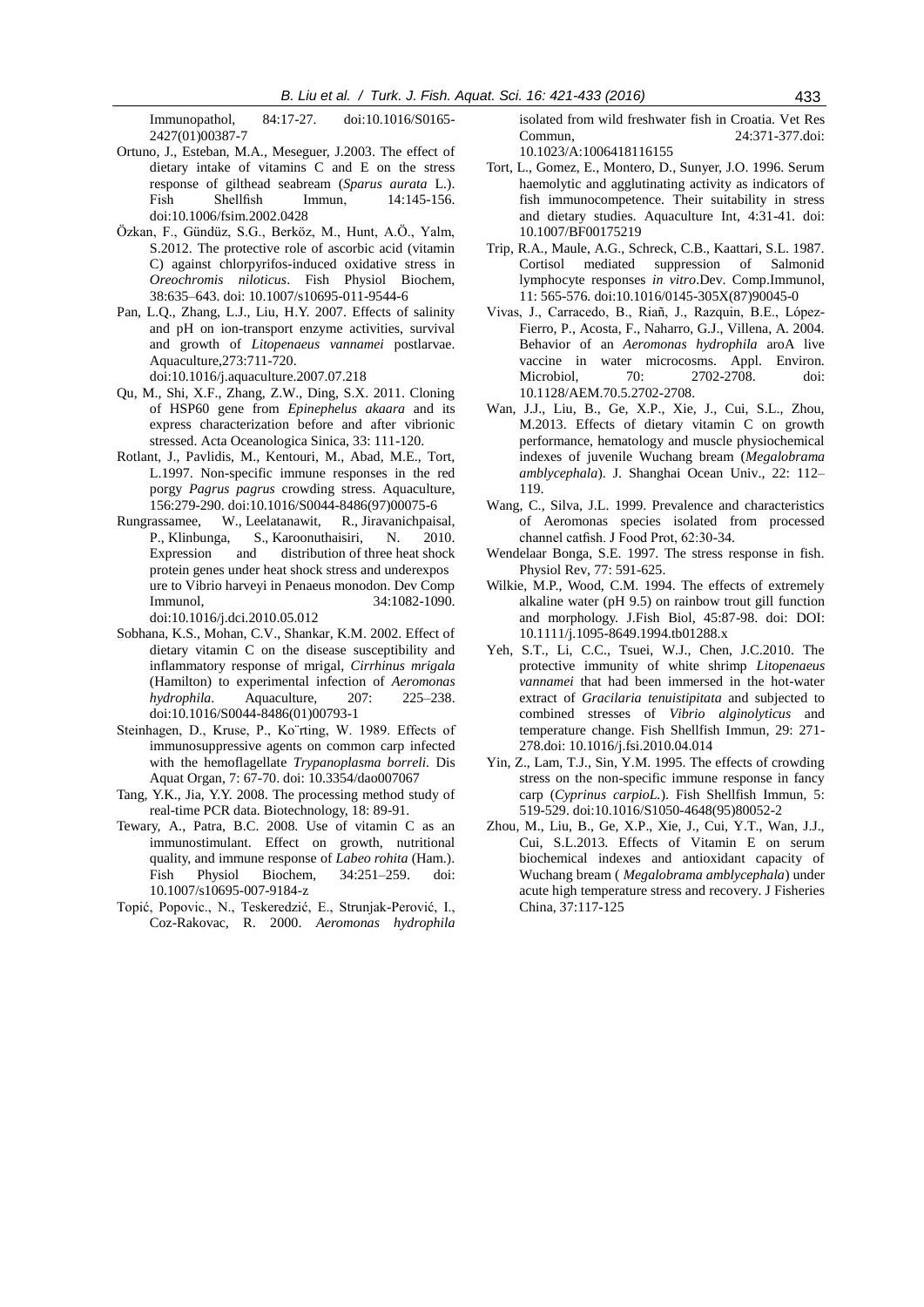Immunopathol, 84:17-27. doi:10.1016/S0165-2427(01)00387-7

Ortuno, J., Esteban, M.A., Meseguer, J.2003. The effect of dietary intake of vitamins C and E on the stress response of gilthead seabream (*Sparus aurata* L.). Fish Shellfish Immun, 14:145-156. doi:10.1006/fsim.2002.0428

Özkan, F., Gündüz, S.G., Berköz, M., Hunt, A.Ö., Yalm, S.2012. The protective role of ascorbic acid (vitamin C) against chlorpyrifos-induced oxidative stress in *Oreochromis niloticus*. Fish Physiol Biochem, 38:635–643. doi: 10.1007/s10695-011-9544-6

Pan, L.Q., Zhang, L.J., Liu, H.Y. 2007. Effects of salinity and pH on ion-transport enzyme activities, survival and growth of *Litopenaeus vannamei* postlarvae. Aquaculture,273:711-720. doi:10.1016/j.aquaculture.2007.07.218

Qu, M., Shi, X.F., Zhang, Z.W., Ding, S.X. 2011. Cloning of HSP60 gene from *Epinephelus akaara* and its express characterization before and after vibrionic stressed. Acta Oceanologica Sinica, 33: 111-120.

Rotlant, J., Pavlidis, M., Kentouri, M., Abad, M.E., Tort, L.1997. Non-specific immune responses in the red porgy *Pagrus pagrus* crowding stress. Aquaculture, 156:279-290. doi:10.1016/S0044-8486(97)00075-6

Rungrassamee, W., Leelatanawit, R., Jiravanichpaisal, P., Klinbunga, S., Karoonuthaisiri, N. 2010. Expression and distribution of three heat shock protein genes under heat shock stress and underexpos ure to Vibrio harveyi in Penaeus monodon. Dev Comp Immunol, 34:1082-1090. doi:10.1016/j.dci.2010.05.012

Sobhana, K.S., Mohan, C.V., Shankar, K.M. 2002. Effect of dietary vitamin C on the disease susceptibility and inflammatory response of mrigal, *Cirrhinus mrigala* (Hamilton) to experimental infection of *Aeromonas hydrophila*. Aquaculture, 207: 225–238. doi:10.1016/S0044-8486(01)00793-1

Steinhagen, D., Kruse, P., Ko¨rting, W. 1989. Effects of immunosuppressive agents on common carp infected with the hemoflagellate *Trypanoplasma borreli.* Dis Aquat Organ, 7: 67-70. doi: 10.3354/dao007067

Tang, Y.K., Jia, Y.Y. 2008. The processing method study of real-time PCR data. Biotechnology, 18: 89-91.

Tewary, A., Patra, B.C. 2008. Use of vitamin C as an immunostimulant. Effect on growth, nutritional quality, and immune response of *Labeo rohita* (Ham.). Fish Physiol Biochem, 34:251–259. doi: 10.1007/s10695-007-9184-z

Topić, Popovic., N., Teskeredzić, E., Strunjak-Perović, I., Coz-Rakovac, R. 2000. *Aeromonas hydrophila* isolated from wild freshwater fish in Croatia. Vet Res Commun, 24:371-377.doi: 10.1023/A:1006418116155

Tort, L., Gomez, E., Montero, D., Sunyer, J.O. 1996. Serum haemolytic and agglutinating activity as indicators of fish immunocompetence. Their suitability in stress and dietary studies. Aquaculture Int, 4:31-41. doi: 10.1007/BF00175219

Trip, R.A., Maule, A.G., Schreck, C.B., Kaattari, S.L. 1987. Cortisol mediated suppression of Salmonid lymphocyte responses *in vitro*.Dev. Comp.Immunol, 11: 565-576. doi:10.1016/0145-305X(87)90045-0

Vivas, J., Carracedo, B., Riañ, J., Razquin, B.E., López-Fierro, P., Acosta, F., Naharro, G.J., Villena, A. 2004. Behavior of an *Aeromonas hydrophila* aroA live vaccine in water microcosms. Appl. Environ. Microbiol, 70: 2702-2708. doi: 10.1128/AEM.70.5.2702-2708.

Wan, J.J., Liu, B., Ge, X.P., Xie, J., Cui, S.L., Zhou, M.2013. Effects of dietary vitamin C on growth performance, hematology and muscle physiochemical indexes of juvenile Wuchang bream (*Megalobrama amblycephala*). J. Shanghai Ocean Univ., 22: 112–119.

Wang, C., Silva, J.L. 1999. Prevalence and characteristics of Aeromonas species isolated from processed channel catfish. J Food Prot, 62:30-34.

Wendelaar Bonga, S.E. 1997. The stress response in fish. Physiol Rev, 77: 591-625.

Wilkie, M.P., Wood, C.M. 1994. The effects of extremely alkaline water (pH 9.5) on rainbow trout gill function and morphology. J.Fish Biol, 45:87-98. doi: DOI: 10.1111/j.1095-8649.1994.tb01288.x

Yeh, S.T., Li, C.C., Tsuei, W.J., Chen, J.C.2010. The protective immunity of white shrimp *Litopenaeus vannamei* that had been immersed in the hot-water extract of *Gracilaria tenuistipitata* and subjected to combined stresses of *Vibrio alginolyticus* and temperature change. Fish Shellfish Immun, 29: 271-278.doi: 10.1016/j.fsi.2010.04.014

Yin, Z., Lam, T.J., Sin, Y.M. 1995. The effects of crowding stress on the non-specific immune response in fancy carp (*Cyprinus carpioL.*). Fish Shellfish Immun, 5: 519-529. doi:10.1016/S1050-4648(95)80052-2

Zhou, M., Liu, B., Ge, X.P., Xie, J., Cui, Y.T., Wan, J.J., Cui, S.L.2013. Effects of Vitamin E on serum biochemical indexes and antioxidant capacity of Wuchang bream ( *Megalobrama amblycephala*) under acute high temperature stress and recovery. J Fisheries China, 37:117-125